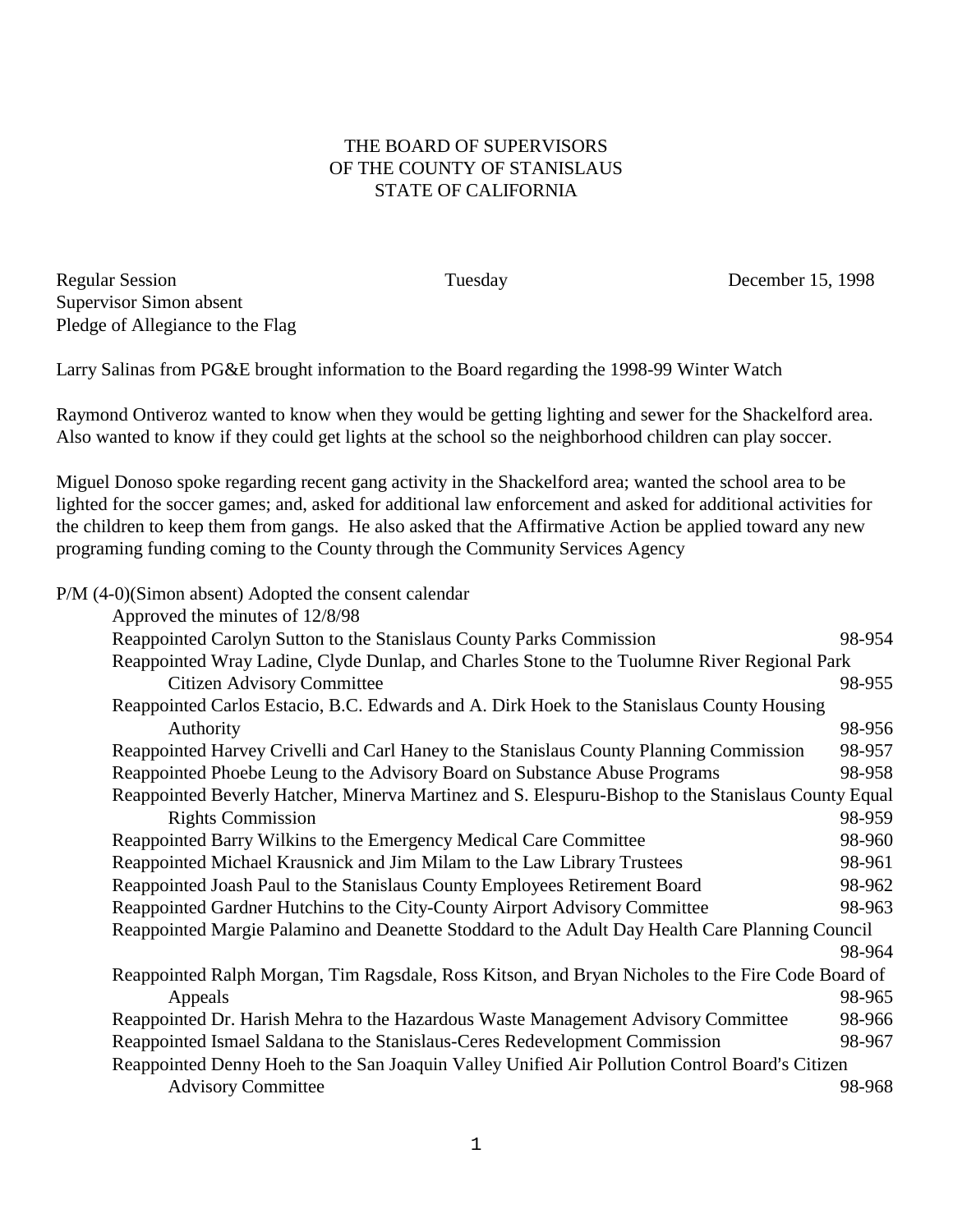# THE BOARD OF SUPERVISORS
# OF THE COUNTY OF STANISLAUS
# STATE OF CALIFORNIA

Regular Session — Tuesday — December 15, 1998

Supervisor Simon absent

Pledge of Allegiance to the Flag

Larry Salinas from PG&E brought information to the Board regarding the 1998-99 Winter Watch

Raymond Ontiveroz wanted to know when they would be getting lighting and sewer for the Shackelford area. Also wanted to know if they could get lights at the school so the neighborhood children can play soccer.

Miguel Donoso spoke regarding recent gang activity in the Shackelford area; wanted the school area to be lighted for the soccer games; and, asked for additional law enforcement and asked for additional activities for the children to keep them from gangs. He also asked that the Affirmative Action be applied toward any new programing funding coming to the County through the Community Services Agency

P/M (4-0)(Simon absent) Adopted the consent calendar

- Approved the minutes of 12/8/98
- Reappointed Carolyn Sutton to the Stanislaus County Parks Commission 98-954
- Reappointed Wray Ladine, Clyde Dunlap, and Charles Stone to the Tuolumne River Regional Park Citizen Advisory Committee 98-955
- Reappointed Carlos Estacio, B.C. Edwards and A. Dirk Hoek to the Stanislaus County Housing Authority 98-956
- Reappointed Harvey Crivelli and Carl Haney to the Stanislaus County Planning Commission 98-957
- Reappointed Phoebe Leung to the Advisory Board on Substance Abuse Programs 98-958
- Reappointed Beverly Hatcher, Minerva Martinez and S. Elespuru-Bishop to the Stanislaus County Equal Rights Commission 98-959
- Reappointed Barry Wilkins to the Emergency Medical Care Committee 98-960
- Reappointed Michael Krausnick and Jim Milam to the Law Library Trustees 98-961
- Reappointed Joash Paul to the Stanislaus County Employees Retirement Board 98-962
- Reappointed Gardner Hutchins to the City-County Airport Advisory Committee 98-963
- Reappointed Margie Palamino and Deanette Stoddard to the Adult Day Health Care Planning Council 98-964
- Reappointed Ralph Morgan, Tim Ragsdale, Ross Kitson, and Bryan Nicholes to the Fire Code Board of Appeals 98-965
- Reappointed Dr. Harish Mehra to the Hazardous Waste Management Advisory Committee 98-966
- Reappointed Ismael Saldana to the Stanislaus-Ceres Redevelopment Commission 98-967
- Reappointed Denny Hoeh to the San Joaquin Valley Unified Air Pollution Control Board's Citizen Advisory Committee 98-968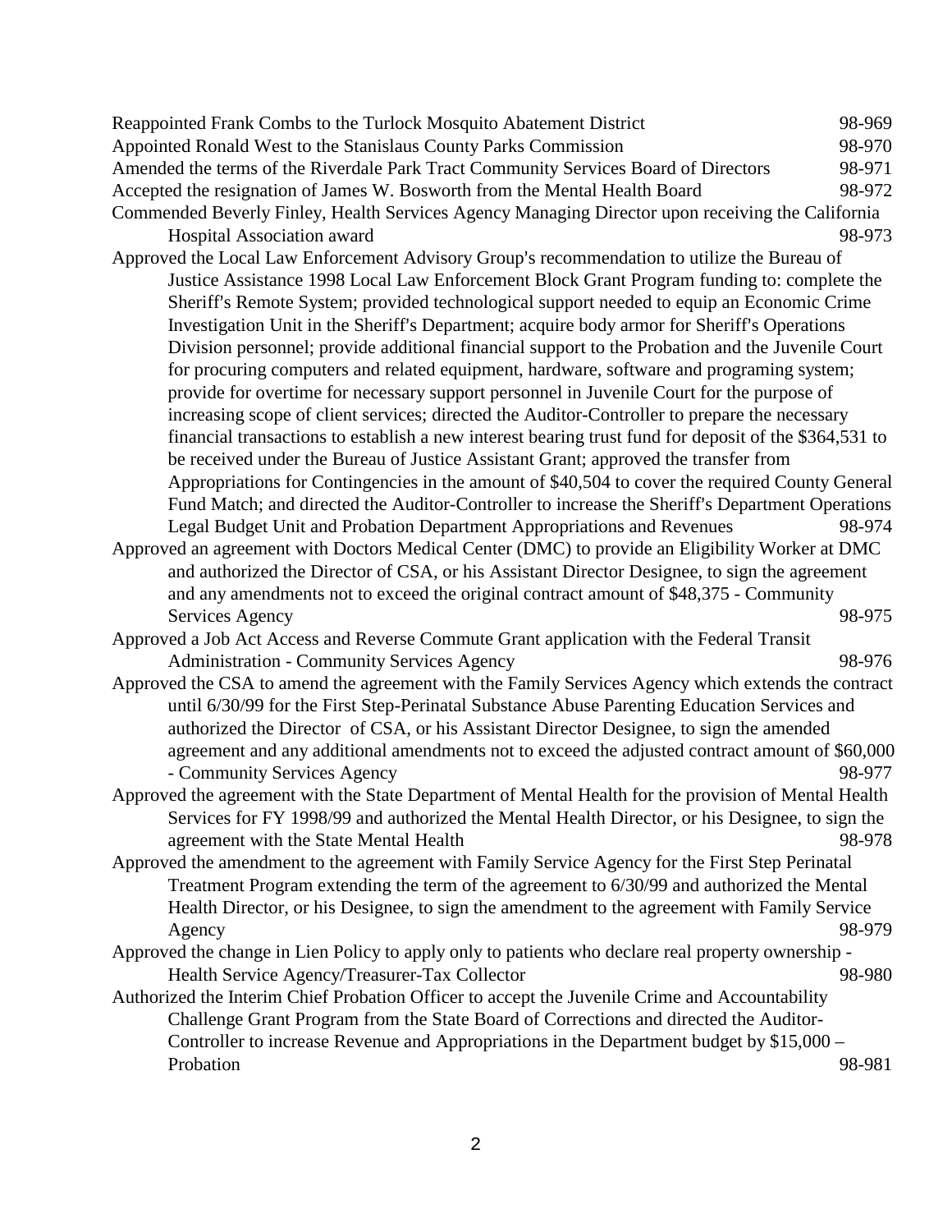Reappointed Frank Combs to the Turlock Mosquito Abatement District 98-969

Appointed Ronald West to the Stanislaus County Parks Commission 98-970

Amended the terms of the Riverdale Park Tract Community Services Board of Directors 98-971

Accepted the resignation of James W. Bosworth from the Mental Health Board 98-972

Commended Beverly Finley, Health Services Agency Managing Director upon receiving the California Hospital Association award 98-973

Approved the Local Law Enforcement Advisory Group's recommendation to utilize the Bureau of Justice Assistance 1998 Local Law Enforcement Block Grant Program funding to: complete the Sheriff's Remote System; provided technological support needed to equip an Economic Crime Investigation Unit in the Sheriff's Department; acquire body armor for Sheriff's Operations Division personnel; provide additional financial support to the Probation and the Juvenile Court for procuring computers and related equipment, hardware, software and programing system; provide for overtime for necessary support personnel in Juvenile Court for the purpose of increasing scope of client services; directed the Auditor-Controller to prepare the necessary financial transactions to establish a new interest bearing trust fund for deposit of the $364,531 to be received under the Bureau of Justice Assistant Grant; approved the transfer from Appropriations for Contingencies in the amount of $40,504 to cover the required County General Fund Match; and directed the Auditor-Controller to increase the Sheriff's Department Operations Legal Budget Unit and Probation Department Appropriations and Revenues 98-974

Approved an agreement with Doctors Medical Center (DMC) to provide an Eligibility Worker at DMC and authorized the Director of CSA, or his Assistant Director Designee, to sign the agreement and any amendments not to exceed the original contract amount of $48,375 - Community Services Agency 98-975

Approved a Job Act Access and Reverse Commute Grant application with the Federal Transit Administration - Community Services Agency 98-976

Approved the CSA to amend the agreement with the Family Services Agency which extends the contract until 6/30/99 for the First Step-Perinatal Substance Abuse Parenting Education Services and authorized the Director of CSA, or his Assistant Director Designee, to sign the amended agreement and any additional amendments not to exceed the adjusted contract amount of $60,000 - Community Services Agency 98-977

Approved the agreement with the State Department of Mental Health for the provision of Mental Health Services for FY 1998/99 and authorized the Mental Health Director, or his Designee, to sign the agreement with the State Mental Health 98-978

Approved the amendment to the agreement with Family Service Agency for the First Step Perinatal Treatment Program extending the term of the agreement to 6/30/99 and authorized the Mental Health Director, or his Designee, to sign the amendment to the agreement with Family Service Agency 98-979

Approved the change in Lien Policy to apply only to patients who declare real property ownership - Health Service Agency/Treasurer-Tax Collector 98-980

Authorized the Interim Chief Probation Officer to accept the Juvenile Crime and Accountability Challenge Grant Program from the State Board of Corrections and directed the Auditor-Controller to increase Revenue and Appropriations in the Department budget by $15,000 – Probation 98-981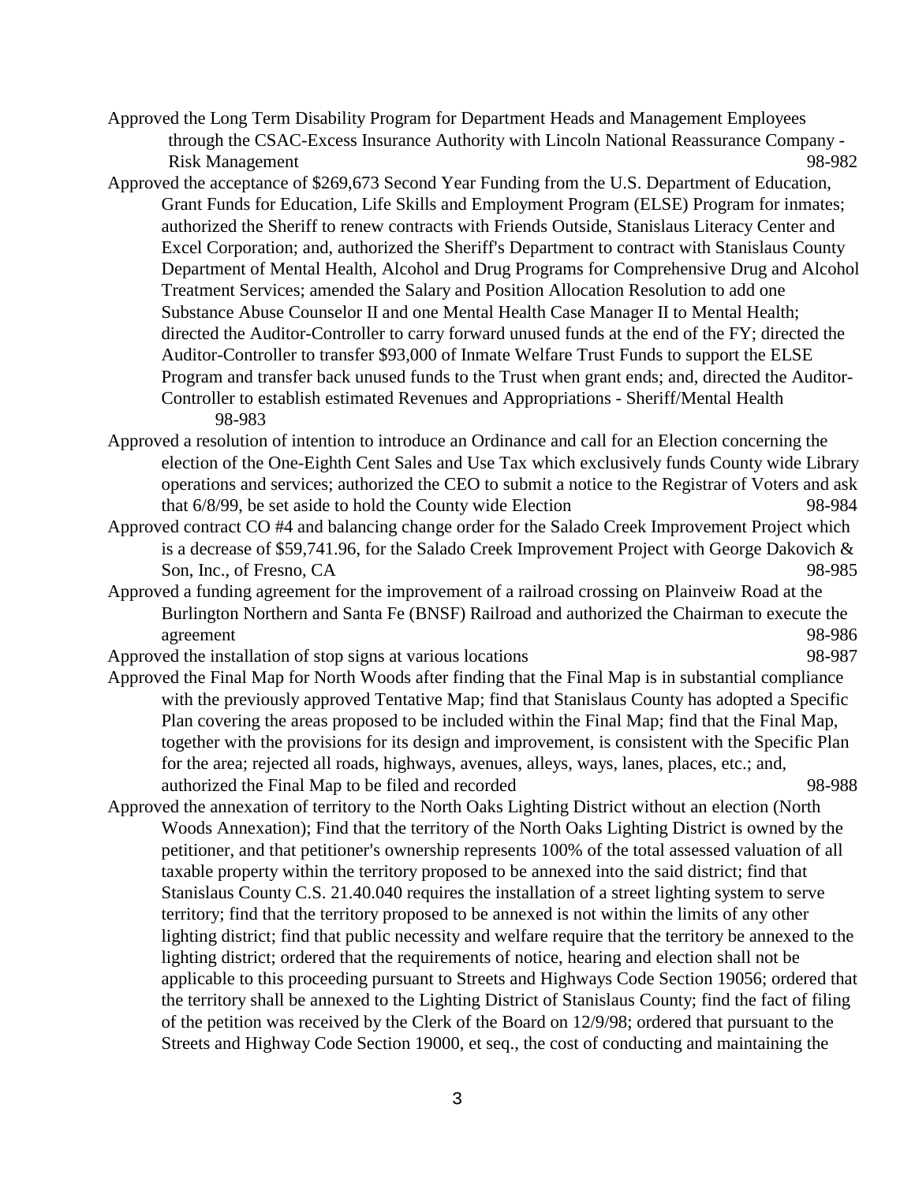Approved the Long Term Disability Program for Department Heads and Management Employees through the CSAC-Excess Insurance Authority with Lincoln National Reassurance Company - Risk Management 98-982

Approved the acceptance of $269,673 Second Year Funding from the U.S. Department of Education, Grant Funds for Education, Life Skills and Employment Program (ELSE) Program for inmates; authorized the Sheriff to renew contracts with Friends Outside, Stanislaus Literacy Center and Excel Corporation; and, authorized the Sheriff's Department to contract with Stanislaus County Department of Mental Health, Alcohol and Drug Programs for Comprehensive Drug and Alcohol Treatment Services; amended the Salary and Position Allocation Resolution to add one Substance Abuse Counselor II and one Mental Health Case Manager II to Mental Health; directed the Auditor-Controller to carry forward unused funds at the end of the FY; directed the Auditor-Controller to transfer $93,000 of Inmate Welfare Trust Funds to support the ELSE Program and transfer back unused funds to the Trust when grant ends; and, directed the Auditor-Controller to establish estimated Revenues and Appropriations - Sheriff/Mental Health 98-983

Approved a resolution of intention to introduce an Ordinance and call for an Election concerning the election of the One-Eighth Cent Sales and Use Tax which exclusively funds County wide Library operations and services; authorized the CEO to submit a notice to the Registrar of Voters and ask that 6/8/99, be set aside to hold the County wide Election 98-984

Approved contract CO #4 and balancing change order for the Salado Creek Improvement Project which is a decrease of $59,741.96, for the Salado Creek Improvement Project with George Dakovich & Son, Inc., of Fresno, CA 98-985

Approved a funding agreement for the improvement of a railroad crossing on Plainveiw Road at the Burlington Northern and Santa Fe (BNSF) Railroad and authorized the Chairman to execute the agreement 98-986

Approved the installation of stop signs at various locations 98-987

Approved the Final Map for North Woods after finding that the Final Map is in substantial compliance with the previously approved Tentative Map; find that Stanislaus County has adopted a Specific Plan covering the areas proposed to be included within the Final Map; find that the Final Map, together with the provisions for its design and improvement, is consistent with the Specific Plan for the area; rejected all roads, highways, avenues, alleys, ways, lanes, places, etc.; and, authorized the Final Map to be filed and recorded 98-988

Approved the annexation of territory to the North Oaks Lighting District without an election (North Woods Annexation); Find that the territory of the North Oaks Lighting District is owned by the petitioner, and that petitioner's ownership represents 100% of the total assessed valuation of all taxable property within the territory proposed to be annexed into the said district; find that Stanislaus County C.S. 21.40.040 requires the installation of a street lighting system to serve territory; find that the territory proposed to be annexed is not within the limits of any other lighting district; find that public necessity and welfare require that the territory be annexed to the lighting district; ordered that the requirements of notice, hearing and election shall not be applicable to this proceeding pursuant to Streets and Highways Code Section 19056; ordered that the territory shall be annexed to the Lighting District of Stanislaus County; find the fact of filing of the petition was received by the Clerk of the Board on 12/9/98; ordered that pursuant to the Streets and Highway Code Section 19000, et seq., the cost of conducting and maintaining the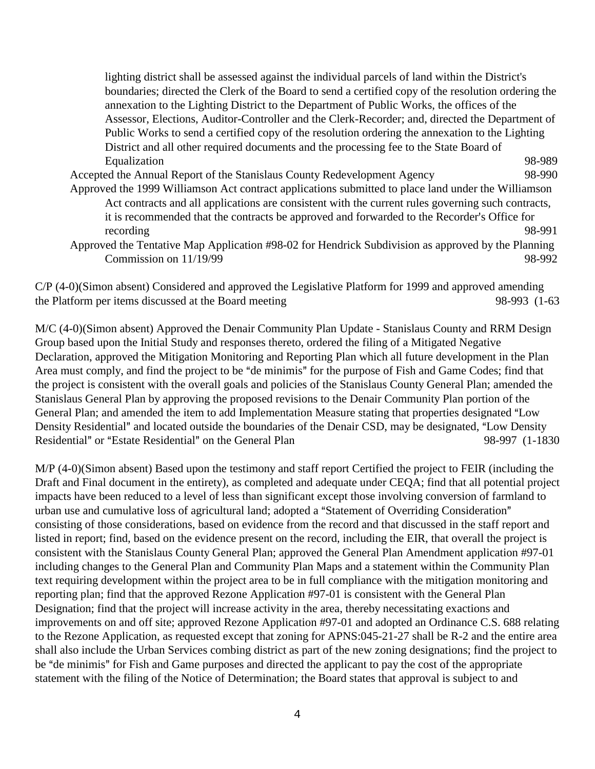lighting district shall be assessed against the individual parcels of land within the District's boundaries; directed the Clerk of the Board to send a certified copy of the resolution ordering the annexation to the Lighting District to the Department of Public Works, the offices of the Assessor, Elections, Auditor-Controller and the Clerk-Recorder; and, directed the Department of Public Works to send a certified copy of the resolution ordering the annexation to the Lighting District and all other required documents and the processing fee to the State Board of Equalization 98-989

Accepted the Annual Report of the Stanislaus County Redevelopment Agency 98-990

Approved the 1999 Williamson Act contract applications submitted to place land under the Williamson Act contracts and all applications are consistent with the current rules governing such contracts, it is recommended that the contracts be approved and forwarded to the Recorder's Office for recording 98-991

Approved the Tentative Map Application #98-02 for Hendrick Subdivision as approved by the Planning Commission on 11/19/99 98-992

C/P (4-0)(Simon absent) Considered and approved the Legislative Platform for 1999 and approved amending the Platform per items discussed at the Board meeting 98-993 (1-63

M/C (4-0)(Simon absent) Approved the Denair Community Plan Update - Stanislaus County and RRM Design Group based upon the Initial Study and responses thereto, ordered the filing of a Mitigated Negative Declaration, approved the Mitigation Monitoring and Reporting Plan which all future development in the Plan Area must comply, and find the project to be "de minimis" for the purpose of Fish and Game Codes; find that the project is consistent with the overall goals and policies of the Stanislaus County General Plan; amended the Stanislaus General Plan by approving the proposed revisions to the Denair Community Plan portion of the General Plan; and amended the item to add Implementation Measure stating that properties designated "Low Density Residential" and located outside the boundaries of the Denair CSD, may be designated, "Low Density Residential" or "Estate Residential" on the General Plan 98-997 (1-1830

M/P (4-0)(Simon absent) Based upon the testimony and staff report Certified the project to FEIR (including the Draft and Final document in the entirety), as completed and adequate under CEQA; find that all potential project impacts have been reduced to a level of less than significant except those involving conversion of farmland to urban use and cumulative loss of agricultural land; adopted a "Statement of Overriding Consideration" consisting of those considerations, based on evidence from the record and that discussed in the staff report and listed in report; find, based on the evidence present on the record, including the EIR, that overall the project is consistent with the Stanislaus County General Plan; approved the General Plan Amendment application #97-01 including changes to the General Plan and Community Plan Maps and a statement within the Community Plan text requiring development within the project area to be in full compliance with the mitigation monitoring and reporting plan; find that the approved Rezone Application #97-01 is consistent with the General Plan Designation; find that the project will increase activity in the area, thereby necessitating exactions and improvements on and off site; approved Rezone Application #97-01 and adopted an Ordinance C.S. 688 relating to the Rezone Application, as requested except that zoning for APNS:045-21-27 shall be R-2 and the entire area shall also include the Urban Services combing district as part of the new zoning designations; find the project to be "de minimis" for Fish and Game purposes and directed the applicant to pay the cost of the appropriate statement with the filing of the Notice of Determination; the Board states that approval is subject to and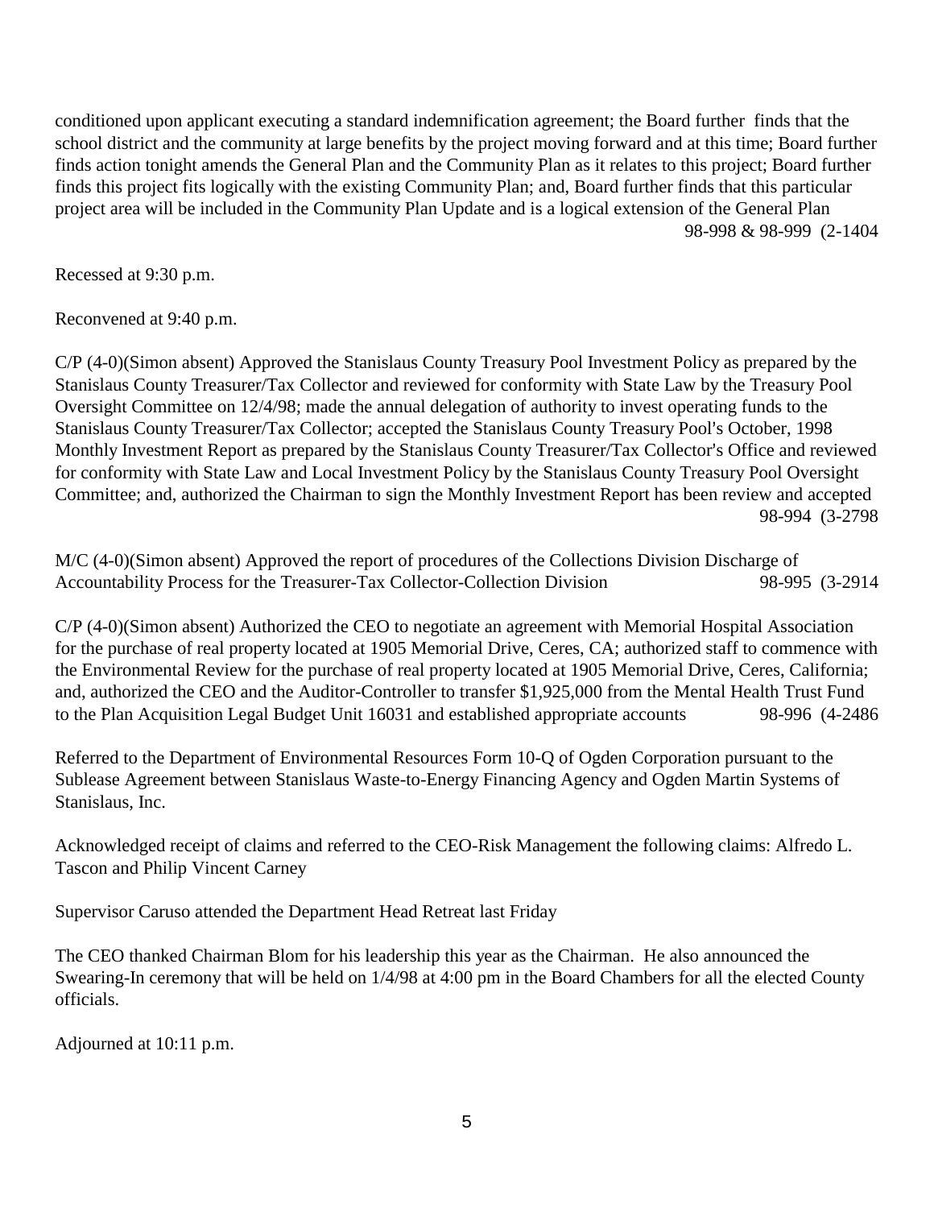conditioned upon applicant executing a standard indemnification agreement; the Board further finds that the school district and the community at large benefits by the project moving forward and at this time; Board further finds action tonight amends the General Plan and the Community Plan as it relates to this project; Board further finds this project fits logically with the existing Community Plan; and, Board further finds that this particular project area will be included in the Community Plan Update and is a logical extension of the General Plan 98-998 & 98-999 (2-1404

Recessed at 9:30 p.m.

Reconvened at 9:40 p.m.

C/P (4-0)(Simon absent) Approved the Stanislaus County Treasury Pool Investment Policy as prepared by the Stanislaus County Treasurer/Tax Collector and reviewed for conformity with State Law by the Treasury Pool Oversight Committee on 12/4/98; made the annual delegation of authority to invest operating funds to the Stanislaus County Treasurer/Tax Collector; accepted the Stanislaus County Treasury Pool's October, 1998 Monthly Investment Report as prepared by the Stanislaus County Treasurer/Tax Collector's Office and reviewed for conformity with State Law and Local Investment Policy by the Stanislaus County Treasury Pool Oversight Committee; and, authorized the Chairman to sign the Monthly Investment Report has been review and accepted 98-994 (3-2798

M/C (4-0)(Simon absent) Approved the report of procedures of the Collections Division Discharge of Accountability Process for the Treasurer-Tax Collector-Collection Division 98-995 (3-2914

C/P (4-0)(Simon absent) Authorized the CEO to negotiate an agreement with Memorial Hospital Association for the purchase of real property located at 1905 Memorial Drive, Ceres, CA; authorized staff to commence with the Environmental Review for the purchase of real property located at 1905 Memorial Drive, Ceres, California; and, authorized the CEO and the Auditor-Controller to transfer $1,925,000 from the Mental Health Trust Fund to the Plan Acquisition Legal Budget Unit 16031 and established appropriate accounts 98-996 (4-2486

Referred to the Department of Environmental Resources Form 10-Q of Ogden Corporation pursuant to the Sublease Agreement between Stanislaus Waste-to-Energy Financing Agency and Ogden Martin Systems of Stanislaus, Inc.

Acknowledged receipt of claims and referred to the CEO-Risk Management the following claims: Alfredo L. Tascon and Philip Vincent Carney

Supervisor Caruso attended the Department Head Retreat last Friday

The CEO thanked Chairman Blom for his leadership this year as the Chairman. He also announced the Swearing-In ceremony that will be held on 1/4/98 at 4:00 pm in the Board Chambers for all the elected County officials.

Adjourned at 10:11 p.m.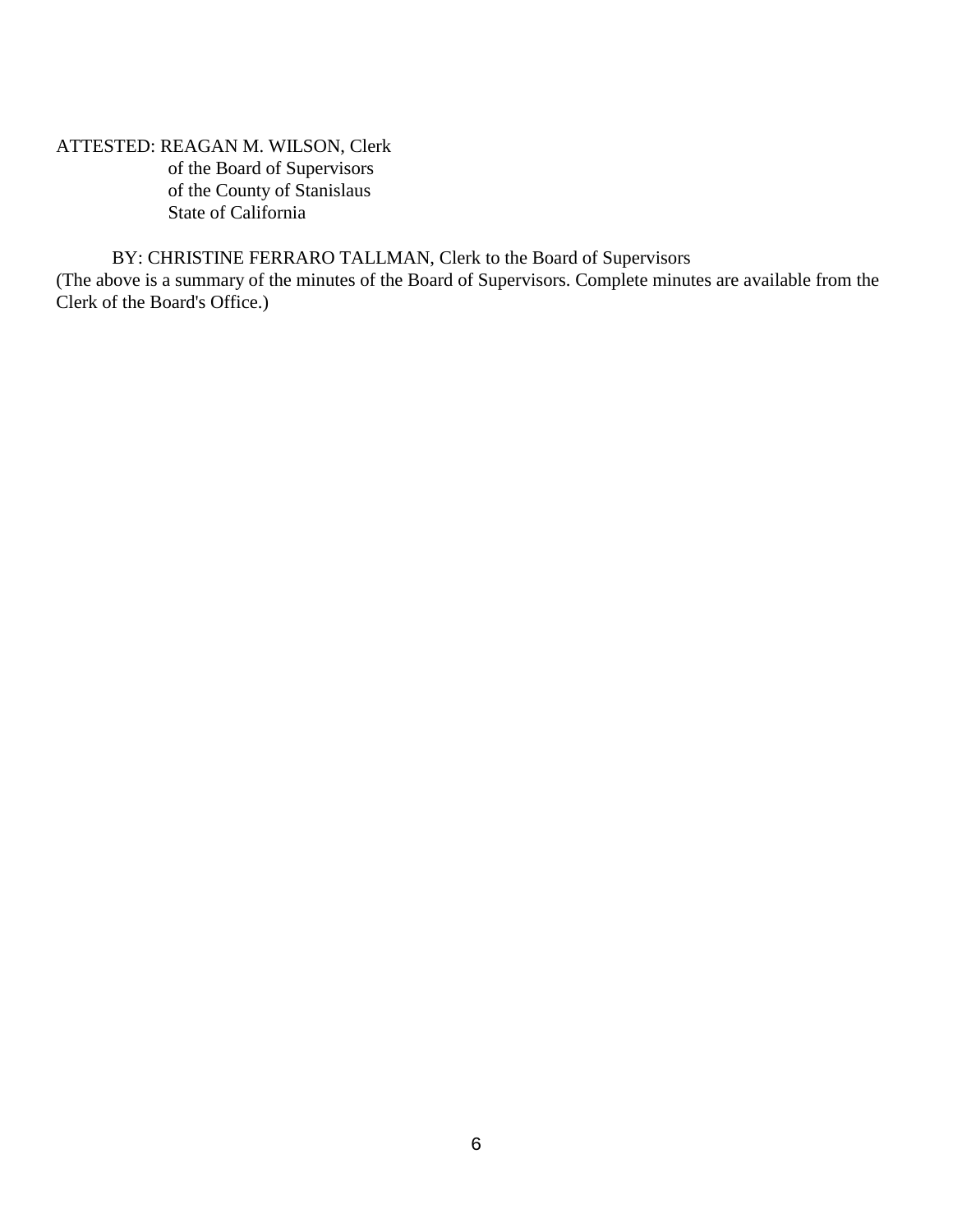ATTESTED: REAGAN M. WILSON, Clerk
of the Board of Supervisors
of the County of Stanislaus
State of California

BY: CHRISTINE FERRARO TALLMAN, Clerk to the Board of Supervisors
(The above is a summary of the minutes of the Board of Supervisors. Complete minutes are available from the Clerk of the Board's Office.)